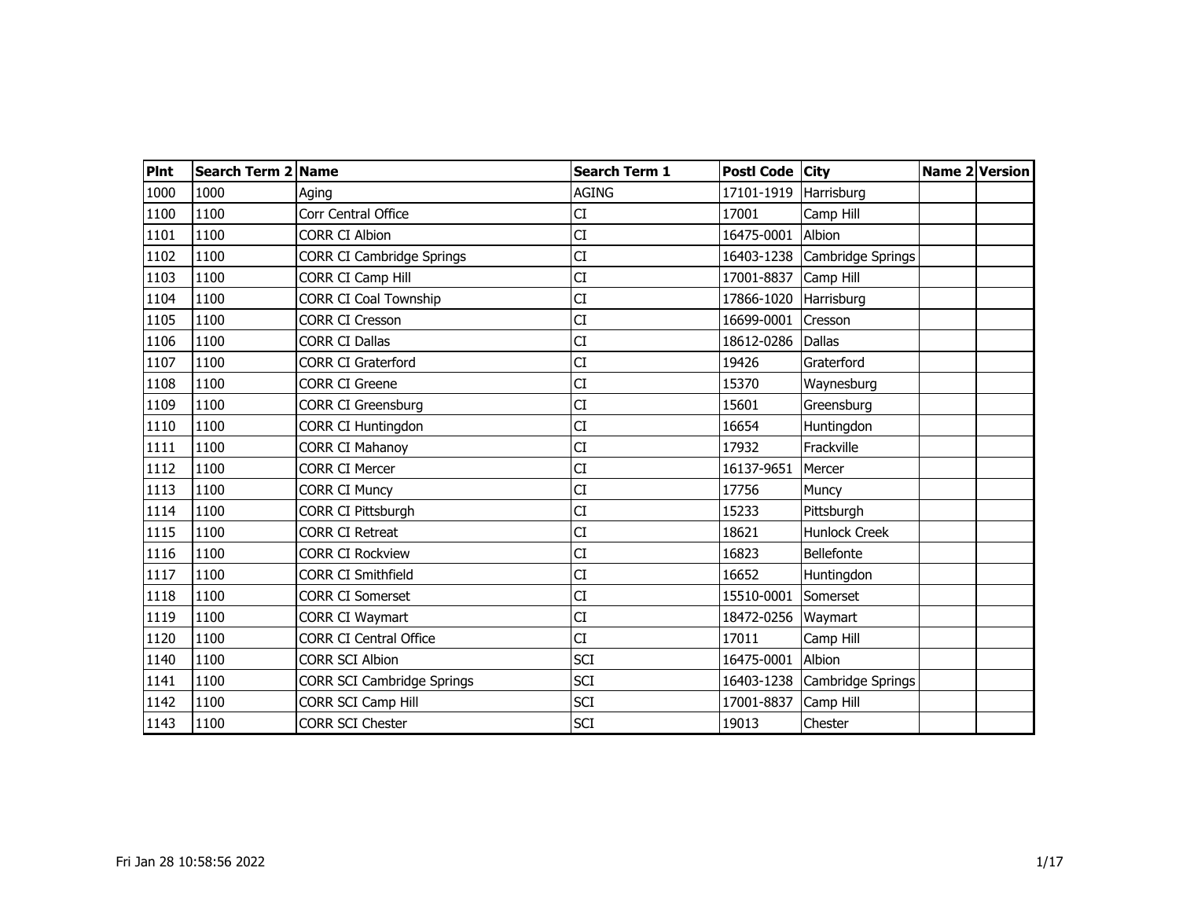| Plnt | Search Term 2 | Name | Search Term 1 | Postl Code | City | Name 2 | Version |
|---|---|---|---|---|---|---|---|
| 1000 | 1000 | Aging | AGING | 17101-1919 | Harrisburg | | |
| 1100 | 1100 | Corr Central Office | CI | 17001 | Camp Hill | | |
| 1101 | 1100 | CORR CI Albion | CI | 16475-0001 | Albion | | |
| 1102 | 1100 | CORR CI Cambridge Springs | CI | 16403-1238 | Cambridge Springs | | |
| 1103 | 1100 | CORR CI Camp Hill | CI | 17001-8837 | Camp Hill | | |
| 1104 | 1100 | CORR CI Coal Township | CI | 17866-1020 | Harrisburg | | |
| 1105 | 1100 | CORR CI Cresson | CI | 16699-0001 | Cresson | | |
| 1106 | 1100 | CORR CI Dallas | CI | 18612-0286 | Dallas | | |
| 1107 | 1100 | CORR CI Graterford | CI | 19426 | Graterford | | |
| 1108 | 1100 | CORR CI Greene | CI | 15370 | Waynesburg | | |
| 1109 | 1100 | CORR CI Greensburg | CI | 15601 | Greensburg | | |
| 1110 | 1100 | CORR CI Huntingdon | CI | 16654 | Huntingdon | | |
| 1111 | 1100 | CORR CI Mahanoy | CI | 17932 | Frackville | | |
| 1112 | 1100 | CORR CI Mercer | CI | 16137-9651 | Mercer | | |
| 1113 | 1100 | CORR CI Muncy | CI | 17756 | Muncy | | |
| 1114 | 1100 | CORR CI Pittsburgh | CI | 15233 | Pittsburgh | | |
| 1115 | 1100 | CORR CI Retreat | CI | 18621 | Hunlock Creek | | |
| 1116 | 1100 | CORR CI Rockview | CI | 16823 | Bellefonte | | |
| 1117 | 1100 | CORR CI Smithfield | CI | 16652 | Huntingdon | | |
| 1118 | 1100 | CORR CI Somerset | CI | 15510-0001 | Somerset | | |
| 1119 | 1100 | CORR CI Waymart | CI | 18472-0256 | Waymart | | |
| 1120 | 1100 | CORR CI Central Office | CI | 17011 | Camp Hill | | |
| 1140 | 1100 | CORR SCI Albion | SCI | 16475-0001 | Albion | | |
| 1141 | 1100 | CORR SCI Cambridge Springs | SCI | 16403-1238 | Cambridge Springs | | |
| 1142 | 1100 | CORR SCI Camp Hill | SCI | 17001-8837 | Camp Hill | | |
| 1143 | 1100 | CORR SCI Chester | SCI | 19013 | Chester | | |

Fri Jan 28 10:58:56 2022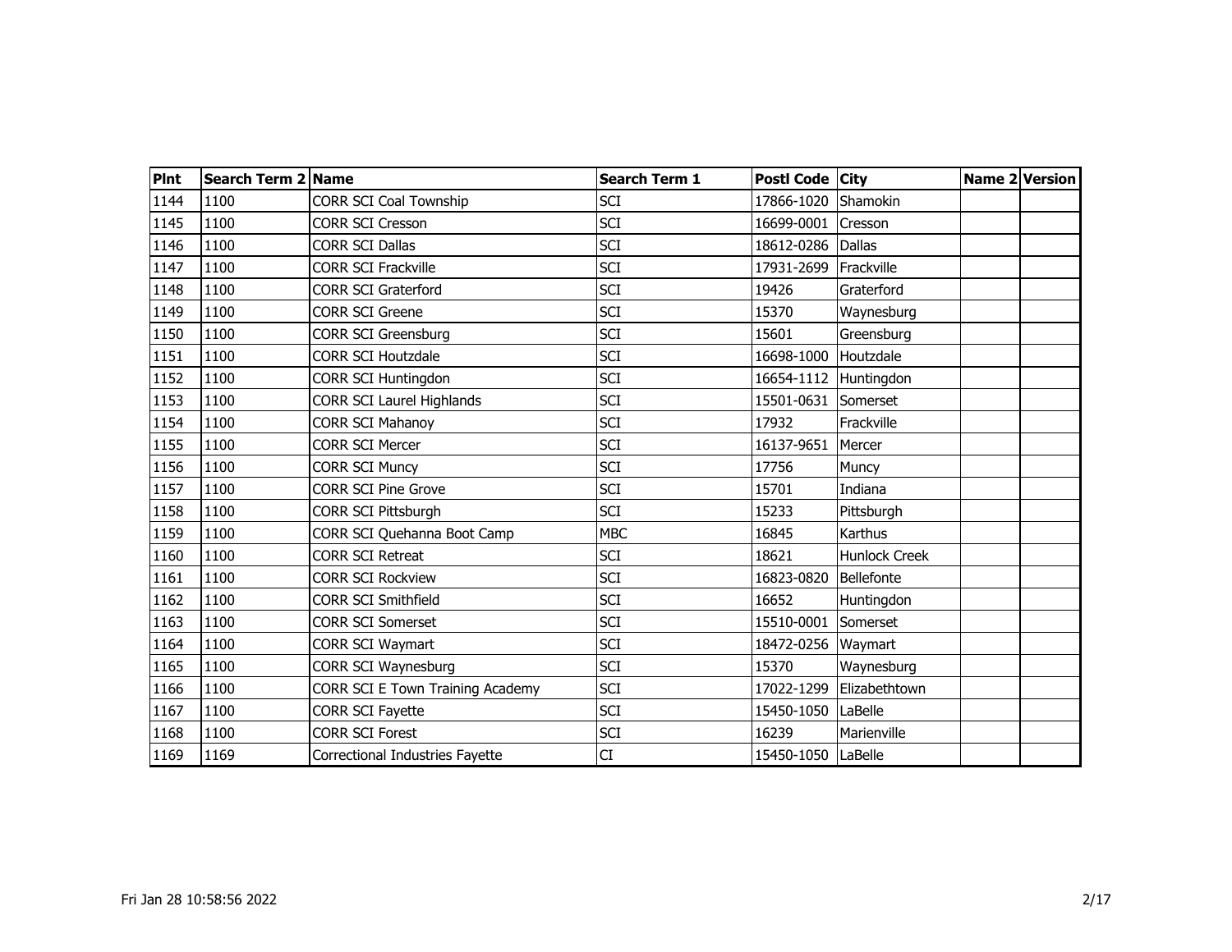| Plnt | Search Term 2 | Name | Search Term 1 | Postl Code | City | Name 2 | Version |
|---|---|---|---|---|---|---|---|
| 1144 | 1100 | CORR SCI Coal Township | SCI | 17866-1020 | Shamokin | | |
| 1145 | 1100 | CORR SCI Cresson | SCI | 16699-0001 | Cresson | | |
| 1146 | 1100 | CORR SCI Dallas | SCI | 18612-0286 | Dallas | | |
| 1147 | 1100 | CORR SCI Frackville | SCI | 17931-2699 | Frackville | | |
| 1148 | 1100 | CORR SCI Graterford | SCI | 19426 | Graterford | | |
| 1149 | 1100 | CORR SCI Greene | SCI | 15370 | Waynesburg | | |
| 1150 | 1100 | CORR SCI Greensburg | SCI | 15601 | Greensburg | | |
| 1151 | 1100 | CORR SCI Houtzdale | SCI | 16698-1000 | Houtzdale | | |
| 1152 | 1100 | CORR SCI Huntingdon | SCI | 16654-1112 | Huntingdon | | |
| 1153 | 1100 | CORR SCI Laurel Highlands | SCI | 15501-0631 | Somerset | | |
| 1154 | 1100 | CORR SCI Mahanoy | SCI | 17932 | Frackville | | |
| 1155 | 1100 | CORR SCI Mercer | SCI | 16137-9651 | Mercer | | |
| 1156 | 1100 | CORR SCI Muncy | SCI | 17756 | Muncy | | |
| 1157 | 1100 | CORR SCI Pine Grove | SCI | 15701 | Indiana | | |
| 1158 | 1100 | CORR SCI Pittsburgh | SCI | 15233 | Pittsburgh | | |
| 1159 | 1100 | CORR SCI Quehanna Boot Camp | MBC | 16845 | Karthus | | |
| 1160 | 1100 | CORR SCI Retreat | SCI | 18621 | Hunlock Creek | | |
| 1161 | 1100 | CORR SCI Rockview | SCI | 16823-0820 | Bellefonte | | |
| 1162 | 1100 | CORR SCI Smithfield | SCI | 16652 | Huntingdon | | |
| 1163 | 1100 | CORR SCI Somerset | SCI | 15510-0001 | Somerset | | |
| 1164 | 1100 | CORR SCI Waymart | SCI | 18472-0256 | Waymart | | |
| 1165 | 1100 | CORR SCI Waynesburg | SCI | 15370 | Waynesburg | | |
| 1166 | 1100 | CORR SCI E Town Training Academy | SCI | 17022-1299 | Elizabethtown | | |
| 1167 | 1100 | CORR SCI Fayette | SCI | 15450-1050 | LaBelle | | |
| 1168 | 1100 | CORR SCI Forest | SCI | 16239 | Marienville | | |
| 1169 | 1169 | Correctional Industries Fayette | CI | 15450-1050 | LaBelle | | |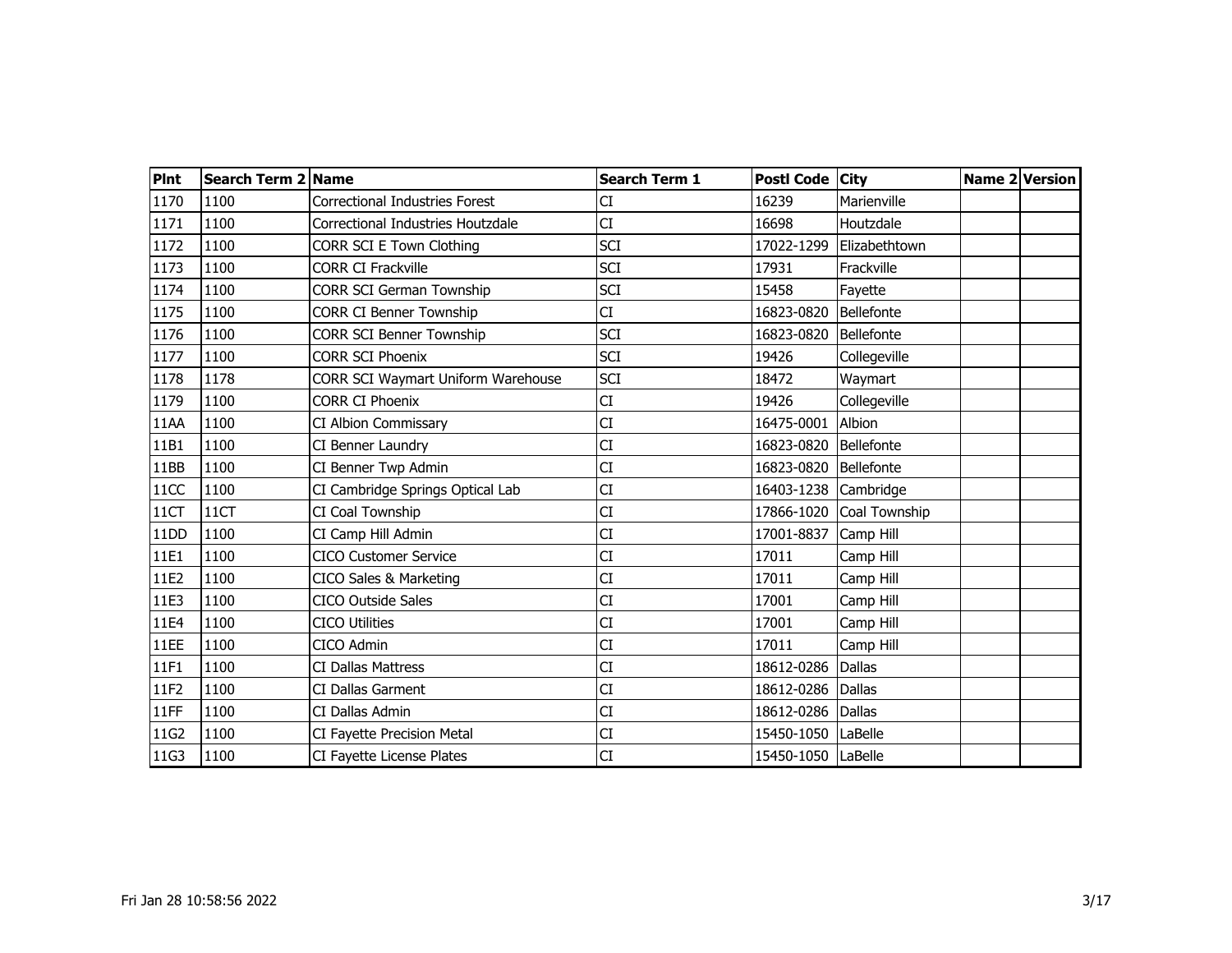| Plnt | Search Term 2 | Name | Search Term 1 | Postl Code | City | Name 2 | Version |
|---|---|---|---|---|---|---|---|
| 1170 | 1100 | Correctional Industries Forest | CI | 16239 | Marienville | | |
| 1171 | 1100 | Correctional Industries Houtzdale | CI | 16698 | Houtzdale | | |
| 1172 | 1100 | CORR SCI E Town Clothing | SCI | 17022-1299 | Elizabethtown | | |
| 1173 | 1100 | CORR CI Frackville | SCI | 17931 | Frackville | | |
| 1174 | 1100 | CORR SCI German Township | SCI | 15458 | Fayette | | |
| 1175 | 1100 | CORR CI Benner Township | CI | 16823-0820 | Bellefonte | | |
| 1176 | 1100 | CORR SCI Benner Township | SCI | 16823-0820 | Bellefonte | | |
| 1177 | 1100 | CORR SCI Phoenix | SCI | 19426 | Collegeville | | |
| 1178 | 1178 | CORR SCI Waymart Uniform Warehouse | SCI | 18472 | Waymart | | |
| 1179 | 1100 | CORR CI Phoenix | CI | 19426 | Collegeville | | |
| 11AA | 1100 | CI Albion Commissary | CI | 16475-0001 | Albion | | |
| 11B1 | 1100 | CI Benner Laundry | CI | 16823-0820 | Bellefonte | | |
| 11BB | 1100 | CI Benner Twp Admin | CI | 16823-0820 | Bellefonte | | |
| 11CC | 1100 | CI Cambridge Springs Optical Lab | CI | 16403-1238 | Cambridge | | |
| 11CT | 11CT | CI Coal Township | CI | 17866-1020 | Coal Township | | |
| 11DD | 1100 | CI Camp Hill Admin | CI | 17001-8837 | Camp Hill | | |
| 11E1 | 1100 | CICO Customer Service | CI | 17011 | Camp Hill | | |
| 11E2 | 1100 | CICO Sales & Marketing | CI | 17011 | Camp Hill | | |
| 11E3 | 1100 | CICO Outside Sales | CI | 17001 | Camp Hill | | |
| 11E4 | 1100 | CICO Utilities | CI | 17001 | Camp Hill | | |
| 11EE | 1100 | CICO Admin | CI | 17011 | Camp Hill | | |
| 11F1 | 1100 | CI Dallas Mattress | CI | 18612-0286 | Dallas | | |
| 11F2 | 1100 | CI Dallas Garment | CI | 18612-0286 | Dallas | | |
| 11FF | 1100 | CI Dallas Admin | CI | 18612-0286 | Dallas | | |
| 11G2 | 1100 | CI Fayette Precision Metal | CI | 15450-1050 | LaBelle | | |
| 11G3 | 1100 | CI Fayette License Plates | CI | 15450-1050 | LaBelle | | |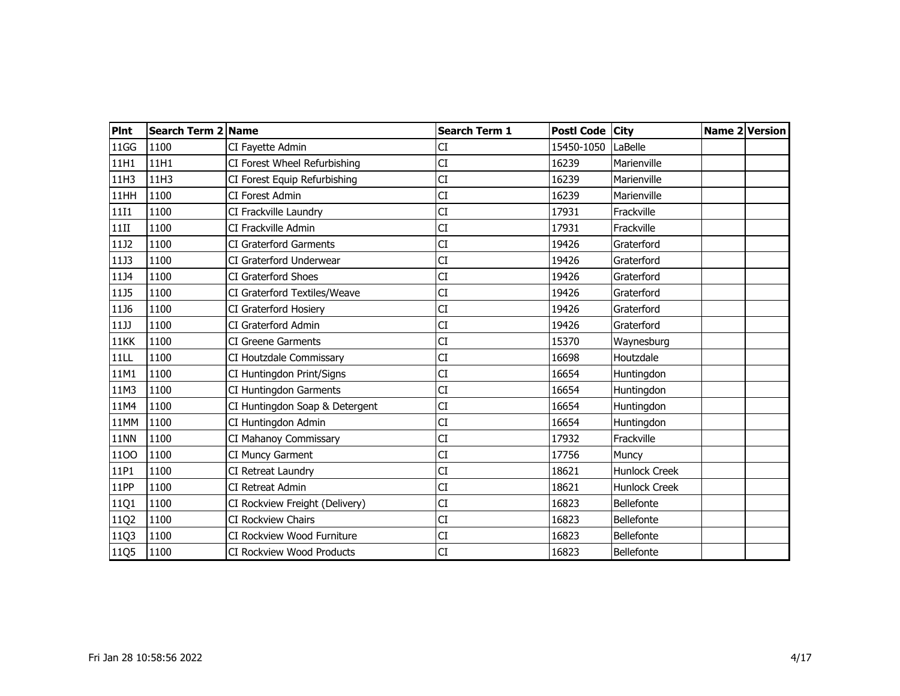| Plnt | Search Term 2 | Name | Search Term 1 | Postl Code | City | Name 2 | Version |
|---|---|---|---|---|---|---|---|
| 11GG | 1100 | CI Fayette Admin | CI | 15450-1050 | LaBelle | | |
| 11H1 | 11H1 | CI Forest Wheel Refurbishing | CI | 16239 | Marienville | | |
| 11H3 | 11H3 | CI Forest Equip Refurbishing | CI | 16239 | Marienville | | |
| 11HH | 1100 | CI Forest Admin | CI | 16239 | Marienville | | |
| 11I1 | 1100 | CI Frackville Laundry | CI | 17931 | Frackville | | |
| 11II | 1100 | CI Frackville Admin | CI | 17931 | Frackville | | |
| 11J2 | 1100 | CI Graterford Garments | CI | 19426 | Graterford | | |
| 11J3 | 1100 | CI Graterford Underwear | CI | 19426 | Graterford | | |
| 11J4 | 1100 | CI Graterford Shoes | CI | 19426 | Graterford | | |
| 11J5 | 1100 | CI Graterford Textiles/Weave | CI | 19426 | Graterford | | |
| 11J6 | 1100 | CI Graterford Hosiery | CI | 19426 | Graterford | | |
| 11JJ | 1100 | CI Graterford Admin | CI | 19426 | Graterford | | |
| 11KK | 1100 | CI Greene Garments | CI | 15370 | Waynesburg | | |
| 11LL | 1100 | CI Houtzdale Commissary | CI | 16698 | Houtzdale | | |
| 11M1 | 1100 | CI Huntingdon Print/Signs | CI | 16654 | Huntingdon | | |
| 11M3 | 1100 | CI Huntingdon Garments | CI | 16654 | Huntingdon | | |
| 11M4 | 1100 | CI Huntingdon Soap & Detergent | CI | 16654 | Huntingdon | | |
| 11MM | 1100 | CI Huntingdon Admin | CI | 16654 | Huntingdon | | |
| 11NN | 1100 | CI Mahanoy Commissary | CI | 17932 | Frackville | | |
| 11OO | 1100 | CI Muncy Garment | CI | 17756 | Muncy | | |
| 11P1 | 1100 | CI Retreat Laundry | CI | 18621 | Hunlock Creek | | |
| 11PP | 1100 | CI Retreat Admin | CI | 18621 | Hunlock Creek | | |
| 11Q1 | 1100 | CI Rockview Freight (Delivery) | CI | 16823 | Bellefonte | | |
| 11Q2 | 1100 | CI Rockview Chairs | CI | 16823 | Bellefonte | | |
| 11Q3 | 1100 | CI Rockview Wood Furniture | CI | 16823 | Bellefonte | | |
| 11Q5 | 1100 | CI Rockview Wood Products | CI | 16823 | Bellefonte | | |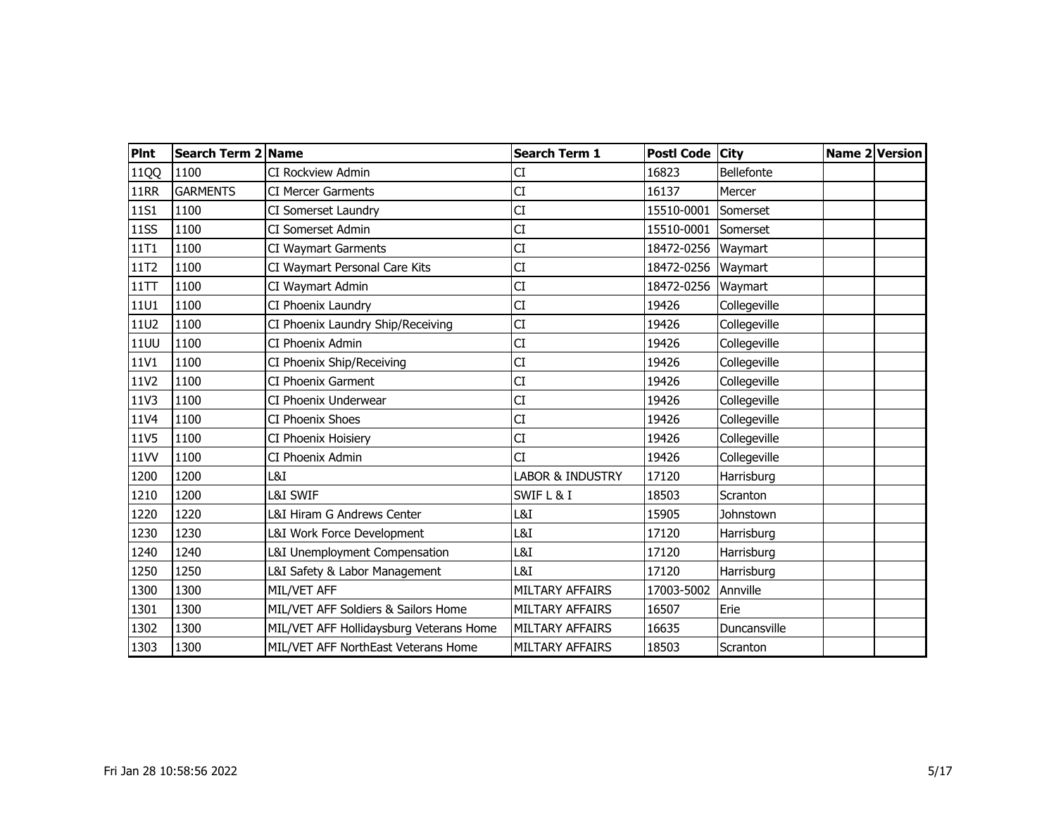| Plnt | Search Term 2 | Name | Search Term 1 | Postl Code | City | Name 2 | Version |
|---|---|---|---|---|---|---|---|
| 11QQ | 1100 | CI Rockview Admin | CI | 16823 | Bellefonte | | |
| 11RR | GARMENTS | CI Mercer Garments | CI | 16137 | Mercer | | |
| 11S1 | 1100 | CI Somerset Laundry | CI | 15510-0001 | Somerset | | |
| 11SS | 1100 | CI Somerset Admin | CI | 15510-0001 | Somerset | | |
| 11T1 | 1100 | CI Waymart Garments | CI | 18472-0256 | Waymart | | |
| 11T2 | 1100 | CI Waymart Personal Care Kits | CI | 18472-0256 | Waymart | | |
| 11TT | 1100 | CI Waymart Admin | CI | 18472-0256 | Waymart | | |
| 11U1 | 1100 | CI Phoenix Laundry | CI | 19426 | Collegeville | | |
| 11U2 | 1100 | CI Phoenix Laundry Ship/Receiving | CI | 19426 | Collegeville | | |
| 11UU | 1100 | CI Phoenix Admin | CI | 19426 | Collegeville | | |
| 11V1 | 1100 | CI Phoenix Ship/Receiving | CI | 19426 | Collegeville | | |
| 11V2 | 1100 | CI Phoenix Garment | CI | 19426 | Collegeville | | |
| 11V3 | 1100 | CI Phoenix Underwear | CI | 19426 | Collegeville | | |
| 11V4 | 1100 | CI Phoenix Shoes | CI | 19426 | Collegeville | | |
| 11V5 | 1100 | CI Phoenix Hoisiery | CI | 19426 | Collegeville | | |
| 11VV | 1100 | CI Phoenix Admin | CI | 19426 | Collegeville | | |
| 1200 | 1200 | L&I | LABOR & INDUSTRY | 17120 | Harrisburg | | |
| 1210 | 1200 | L&I SWIF | SWIF L & I | 18503 | Scranton | | |
| 1220 | 1220 | L&I Hiram G Andrews Center | L&I | 15905 | Johnstown | | |
| 1230 | 1230 | L&I Work Force Development | L&I | 17120 | Harrisburg | | |
| 1240 | 1240 | L&I Unemployment Compensation | L&I | 17120 | Harrisburg | | |
| 1250 | 1250 | L&I Safety & Labor Management | L&I | 17120 | Harrisburg | | |
| 1300 | 1300 | MIL/VET AFF | MILTARY AFFAIRS | 17003-5002 | Annville | | |
| 1301 | 1300 | MIL/VET AFF Soldiers & Sailors Home | MILTARY AFFAIRS | 16507 | Erie | | |
| 1302 | 1300 | MIL/VET AFF Hollidaysburg Veterans Home | MILTARY AFFAIRS | 16635 | Duncansville | | |
| 1303 | 1300 | MIL/VET AFF NorthEast Veterans Home | MILTARY AFFAIRS | 18503 | Scranton | | |

Fri Jan 28 10:58:56 2022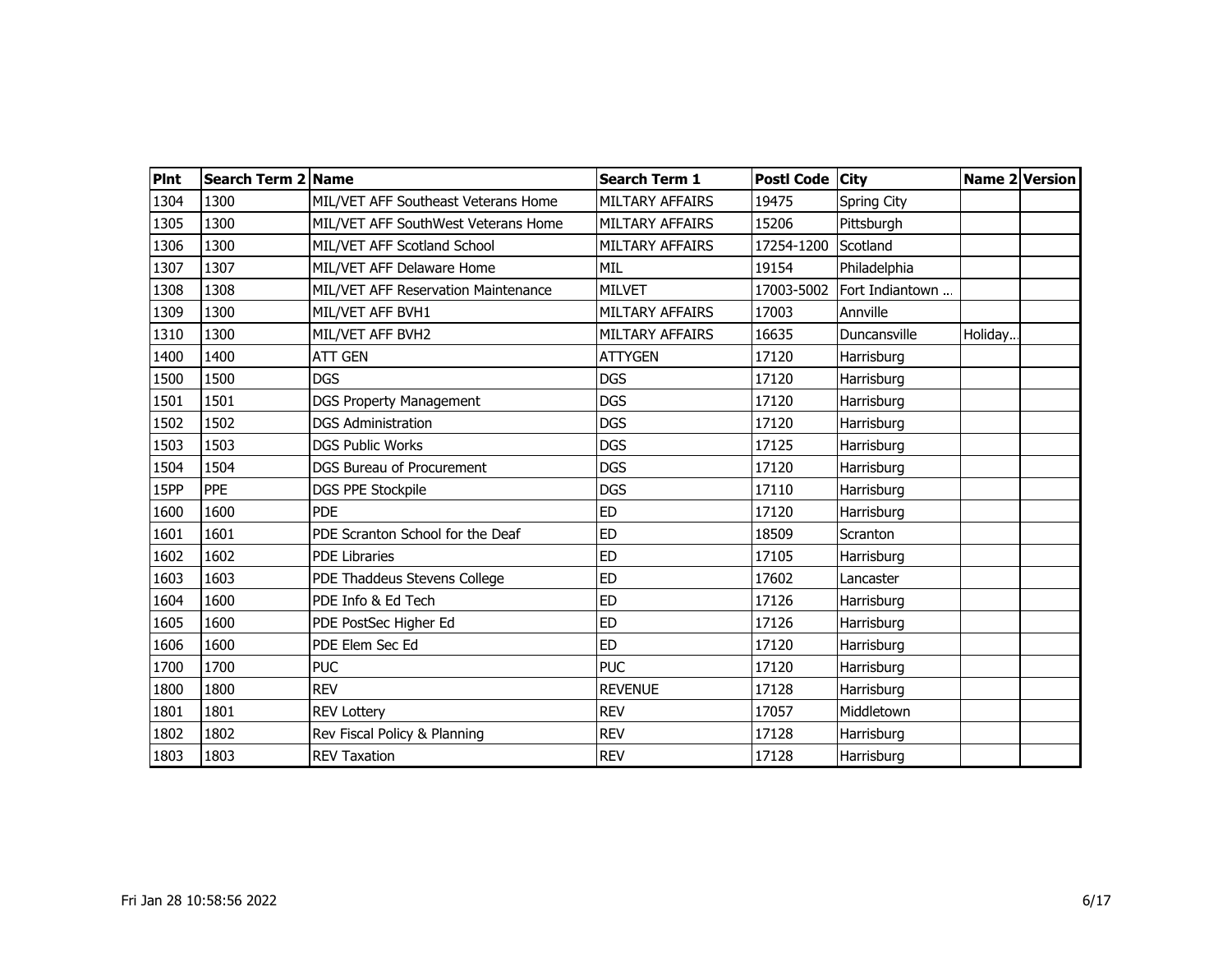| Plnt | Search Term 2 | Name | Search Term 1 | Postl Code | City | Name 2 | Version |
|---|---|---|---|---|---|---|---|
| 1304 | 1300 | MIL/VET AFF Southeast Veterans Home | MILTARY AFFAIRS | 19475 | Spring City | | |
| 1305 | 1300 | MIL/VET AFF SouthWest Veterans Home | MILTARY AFFAIRS | 15206 | Pittsburgh | | |
| 1306 | 1300 | MIL/VET AFF Scotland School | MILTARY AFFAIRS | 17254-1200 | Scotland | | |
| 1307 | 1307 | MIL/VET AFF Delaware Home | MIL | 19154 | Philadelphia | | |
| 1308 | 1308 | MIL/VET AFF Reservation Maintenance | MILVET | 17003-5002 | Fort Indiantown ... | | |
| 1309 | 1300 | MIL/VET AFF BVH1 | MILTARY AFFAIRS | 17003 | Annville | | |
| 1310 | 1300 | MIL/VET AFF BVH2 | MILTARY AFFAIRS | 16635 | Duncansville | Holiday... | |
| 1400 | 1400 | ATT GEN | ATTYGEN | 17120 | Harrisburg | | |
| 1500 | 1500 | DGS | DGS | 17120 | Harrisburg | | |
| 1501 | 1501 | DGS Property Management | DGS | 17120 | Harrisburg | | |
| 1502 | 1502 | DGS Administration | DGS | 17120 | Harrisburg | | |
| 1503 | 1503 | DGS Public Works | DGS | 17125 | Harrisburg | | |
| 1504 | 1504 | DGS Bureau of Procurement | DGS | 17120 | Harrisburg | | |
| 15PP | PPE | DGS PPE Stockpile | DGS | 17110 | Harrisburg | | |
| 1600 | 1600 | PDE | ED | 17120 | Harrisburg | | |
| 1601 | 1601 | PDE Scranton School for the Deaf | ED | 18509 | Scranton | | |
| 1602 | 1602 | PDE Libraries | ED | 17105 | Harrisburg | | |
| 1603 | 1603 | PDE Thaddeus Stevens College | ED | 17602 | Lancaster | | |
| 1604 | 1600 | PDE Info & Ed Tech | ED | 17126 | Harrisburg | | |
| 1605 | 1600 | PDE PostSec Higher Ed | ED | 17126 | Harrisburg | | |
| 1606 | 1600 | PDE Elem Sec Ed | ED | 17120 | Harrisburg | | |
| 1700 | 1700 | PUC | PUC | 17120 | Harrisburg | | |
| 1800 | 1800 | REV | REVENUE | 17128 | Harrisburg | | |
| 1801 | 1801 | REV Lottery | REV | 17057 | Middletown | | |
| 1802 | 1802 | Rev Fiscal Policy & Planning | REV | 17128 | Harrisburg | | |
| 1803 | 1803 | REV Taxation | REV | 17128 | Harrisburg | | |

Fri Jan 28 10:58:56 2022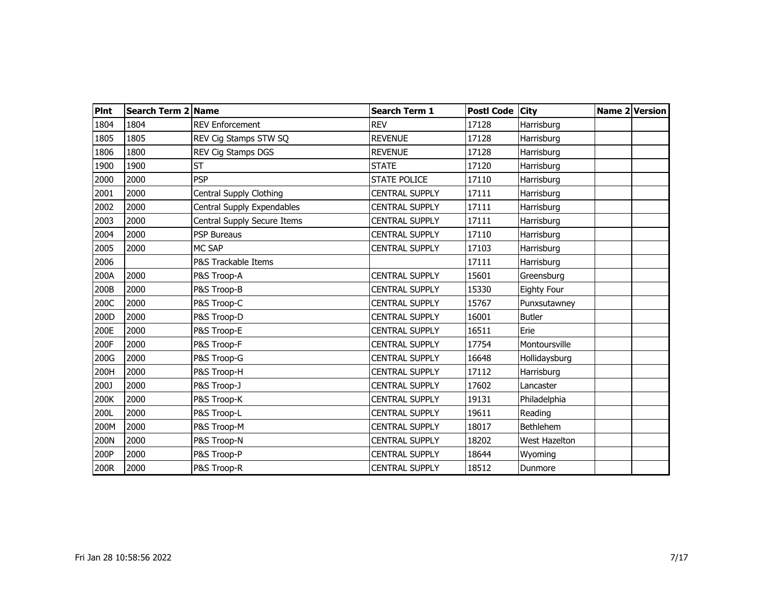| Plnt | Search Term 2 | Name | Search Term 1 | Postl Code | City | Name 2 | Version |
|---|---|---|---|---|---|---|---|
| 1804 | 1804 | REV Enforcement | REV | 17128 | Harrisburg | | |
| 1805 | 1805 | REV Cig Stamps STW SQ | REVENUE | 17128 | Harrisburg | | |
| 1806 | 1800 | REV Cig Stamps DGS | REVENUE | 17128 | Harrisburg | | |
| 1900 | 1900 | ST | STATE | 17120 | Harrisburg | | |
| 2000 | 2000 | PSP | STATE POLICE | 17110 | Harrisburg | | |
| 2001 | 2000 | Central Supply Clothing | CENTRAL SUPPLY | 17111 | Harrisburg | | |
| 2002 | 2000 | Central Supply Expendables | CENTRAL SUPPLY | 17111 | Harrisburg | | |
| 2003 | 2000 | Central Supply Secure Items | CENTRAL SUPPLY | 17111 | Harrisburg | | |
| 2004 | 2000 | PSP Bureaus | CENTRAL SUPPLY | 17110 | Harrisburg | | |
| 2005 | 2000 | MC SAP | CENTRAL SUPPLY | 17103 | Harrisburg | | |
| 2006 | | P&S Trackable Items | | 17111 | Harrisburg | | |
| 200A | 2000 | P&S Troop-A | CENTRAL SUPPLY | 15601 | Greensburg | | |
| 200B | 2000 | P&S Troop-B | CENTRAL SUPPLY | 15330 | Eighty Four | | |
| 200C | 2000 | P&S Troop-C | CENTRAL SUPPLY | 15767 | Punxsutawney | | |
| 200D | 2000 | P&S Troop-D | CENTRAL SUPPLY | 16001 | Butler | | |
| 200E | 2000 | P&S Troop-E | CENTRAL SUPPLY | 16511 | Erie | | |
| 200F | 2000 | P&S Troop-F | CENTRAL SUPPLY | 17754 | Montoursville | | |
| 200G | 2000 | P&S Troop-G | CENTRAL SUPPLY | 16648 | Hollidaysburg | | |
| 200H | 2000 | P&S Troop-H | CENTRAL SUPPLY | 17112 | Harrisburg | | |
| 200J | 2000 | P&S Troop-J | CENTRAL SUPPLY | 17602 | Lancaster | | |
| 200K | 2000 | P&S Troop-K | CENTRAL SUPPLY | 19131 | Philadelphia | | |
| 200L | 2000 | P&S Troop-L | CENTRAL SUPPLY | 19611 | Reading | | |
| 200M | 2000 | P&S Troop-M | CENTRAL SUPPLY | 18017 | Bethlehem | | |
| 200N | 2000 | P&S Troop-N | CENTRAL SUPPLY | 18202 | West Hazelton | | |
| 200P | 2000 | P&S Troop-P | CENTRAL SUPPLY | 18644 | Wyoming | | |
| 200R | 2000 | P&S Troop-R | CENTRAL SUPPLY | 18512 | Dunmore | | |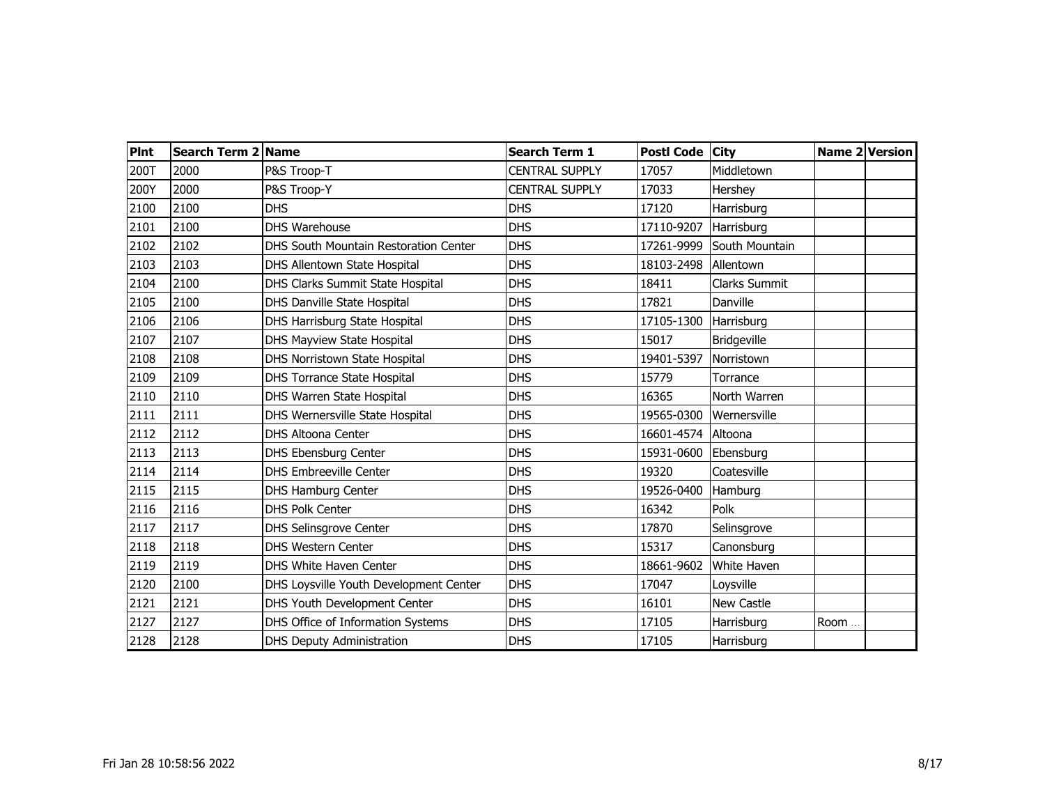| Plnt | Search Term 2 | Name | Search Term 1 | Postl Code | City | Name 2 | Version |
|---|---|---|---|---|---|---|---|
| 200T | 2000 | P&S Troop-T | CENTRAL SUPPLY | 17057 | Middletown | | |
| 200Y | 2000 | P&S Troop-Y | CENTRAL SUPPLY | 17033 | Hershey | | |
| 2100 | 2100 | DHS | DHS | 17120 | Harrisburg | | |
| 2101 | 2100 | DHS Warehouse | DHS | 17110-9207 | Harrisburg | | |
| 2102 | 2102 | DHS South Mountain Restoration Center | DHS | 17261-9999 | South Mountain | | |
| 2103 | 2103 | DHS Allentown State Hospital | DHS | 18103-2498 | Allentown | | |
| 2104 | 2100 | DHS Clarks Summit State Hospital | DHS | 18411 | Clarks Summit | | |
| 2105 | 2100 | DHS Danville State Hospital | DHS | 17821 | Danville | | |
| 2106 | 2106 | DHS Harrisburg State Hospital | DHS | 17105-1300 | Harrisburg | | |
| 2107 | 2107 | DHS Mayview State Hospital | DHS | 15017 | Bridgeville | | |
| 2108 | 2108 | DHS Norristown State Hospital | DHS | 19401-5397 | Norristown | | |
| 2109 | 2109 | DHS Torrance State Hospital | DHS | 15779 | Torrance | | |
| 2110 | 2110 | DHS Warren State Hospital | DHS | 16365 | North Warren | | |
| 2111 | 2111 | DHS Wernersville State Hospital | DHS | 19565-0300 | Wernersville | | |
| 2112 | 2112 | DHS Altoona Center | DHS | 16601-4574 | Altoona | | |
| 2113 | 2113 | DHS Ebensburg Center | DHS | 15931-0600 | Ebensburg | | |
| 2114 | 2114 | DHS Embreeville Center | DHS | 19320 | Coatesville | | |
| 2115 | 2115 | DHS Hamburg Center | DHS | 19526-0400 | Hamburg | | |
| 2116 | 2116 | DHS Polk Center | DHS | 16342 | Polk | | |
| 2117 | 2117 | DHS Selinsgrove Center | DHS | 17870 | Selinsgrove | | |
| 2118 | 2118 | DHS Western Center | DHS | 15317 | Canonsburg | | |
| 2119 | 2119 | DHS White Haven Center | DHS | 18661-9602 | White Haven | | |
| 2120 | 2100 | DHS Loysville Youth Development Center | DHS | 17047 | Loysville | | |
| 2121 | 2121 | DHS Youth Development Center | DHS | 16101 | New Castle | | |
| 2127 | 2127 | DHS Office of Information Systems | DHS | 17105 | Harrisburg | Room ... | |
| 2128 | 2128 | DHS Deputy Administration | DHS | 17105 | Harrisburg | | |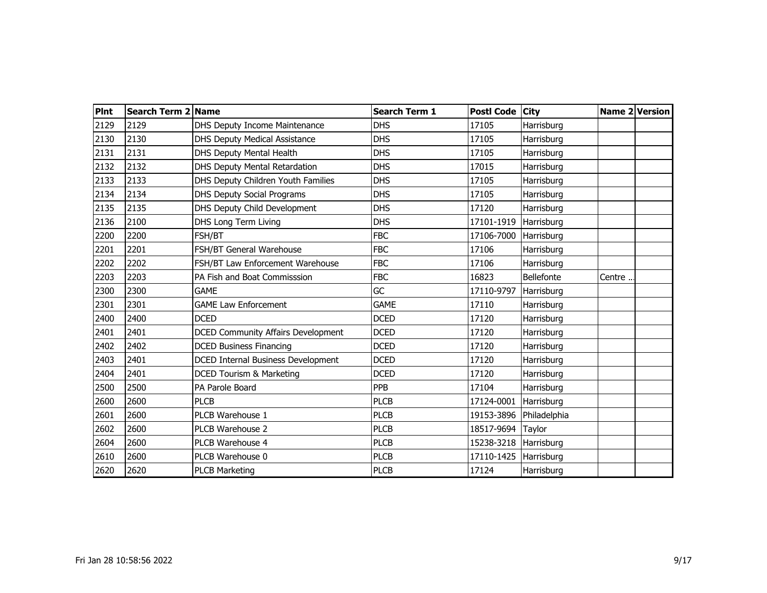| Plnt | Search Term 2 | Name | Search Term 1 | Postl Code | City | Name 2 | Version |
|---|---|---|---|---|---|---|---|
| 2129 | 2129 | DHS Deputy Income Maintenance | DHS | 17105 | Harrisburg | | |
| 2130 | 2130 | DHS Deputy Medical Assistance | DHS | 17105 | Harrisburg | | |
| 2131 | 2131 | DHS Deputy Mental Health | DHS | 17105 | Harrisburg | | |
| 2132 | 2132 | DHS Deputy Mental Retardation | DHS | 17015 | Harrisburg | | |
| 2133 | 2133 | DHS Deputy Children Youth Families | DHS | 17105 | Harrisburg | | |
| 2134 | 2134 | DHS Deputy Social Programs | DHS | 17105 | Harrisburg | | |
| 2135 | 2135 | DHS Deputy Child Development | DHS | 17120 | Harrisburg | | |
| 2136 | 2100 | DHS Long Term Living | DHS | 17101-1919 | Harrisburg | | |
| 2200 | 2200 | FSH/BT | FBC | 17106-7000 | Harrisburg | | |
| 2201 | 2201 | FSH/BT General Warehouse | FBC | 17106 | Harrisburg | | |
| 2202 | 2202 | FSH/BT Law Enforcement Warehouse | FBC | 17106 | Harrisburg | | |
| 2203 | 2203 | PA Fish and Boat Commisssion | FBC | 16823 | Bellefonte | Centre ... | |
| 2300 | 2300 | GAME | GC | 17110-9797 | Harrisburg | | |
| 2301 | 2301 | GAME Law Enforcement | GAME | 17110 | Harrisburg | | |
| 2400 | 2400 | DCED | DCED | 17120 | Harrisburg | | |
| 2401 | 2401 | DCED Community Affairs Development | DCED | 17120 | Harrisburg | | |
| 2402 | 2402 | DCED Business Financing | DCED | 17120 | Harrisburg | | |
| 2403 | 2401 | DCED Internal Business Development | DCED | 17120 | Harrisburg | | |
| 2404 | 2401 | DCED Tourism & Marketing | DCED | 17120 | Harrisburg | | |
| 2500 | 2500 | PA Parole Board | PPB | 17104 | Harrisburg | | |
| 2600 | 2600 | PLCB | PLCB | 17124-0001 | Harrisburg | | |
| 2601 | 2600 | PLCB Warehouse 1 | PLCB | 19153-3896 | Philadelphia | | |
| 2602 | 2600 | PLCB Warehouse 2 | PLCB | 18517-9694 | Taylor | | |
| 2604 | 2600 | PLCB Warehouse 4 | PLCB | 15238-3218 | Harrisburg | | |
| 2610 | 2600 | PLCB Warehouse 0 | PLCB | 17110-1425 | Harrisburg | | |
| 2620 | 2620 | PLCB Marketing | PLCB | 17124 | Harrisburg | | |

Fri Jan 28 10:58:56 2022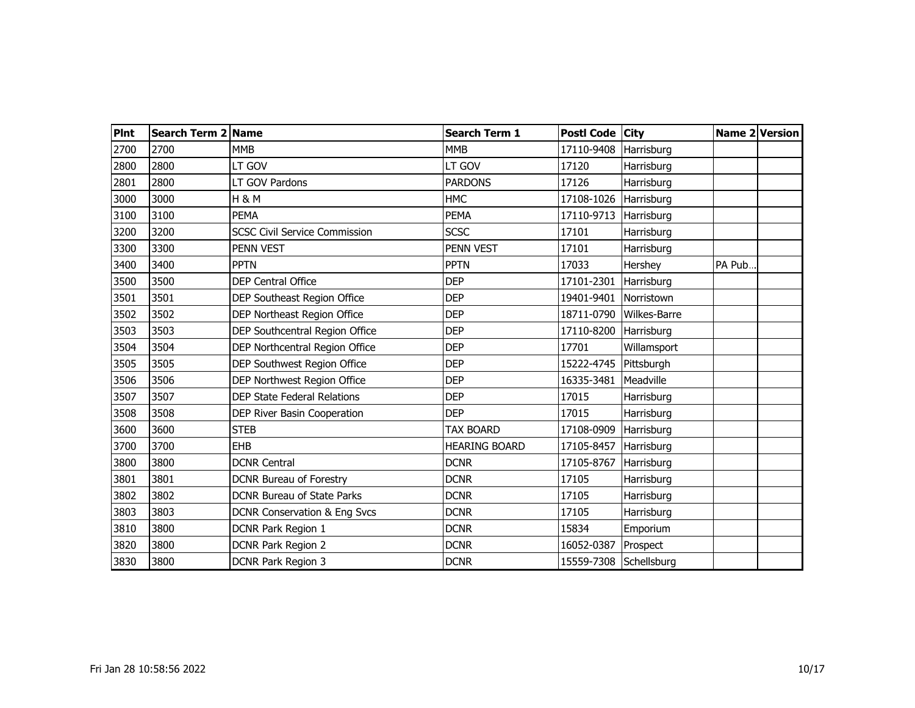| Plnt | Search Term 2 | Name | Search Term 1 | Postl Code | City | Name 2 | Version |
|---|---|---|---|---|---|---|---|
| 2700 | 2700 | MMB | MMB | 17110-9408 | Harrisburg | | |
| 2800 | 2800 | LT GOV | LT GOV | 17120 | Harrisburg | | |
| 2801 | 2800 | LT GOV Pardons | PARDONS | 17126 | Harrisburg | | |
| 3000 | 3000 | H & M | HMC | 17108-1026 | Harrisburg | | |
| 3100 | 3100 | PEMA | PEMA | 17110-9713 | Harrisburg | | |
| 3200 | 3200 | SCSC Civil Service Commission | SCSC | 17101 | Harrisburg | | |
| 3300 | 3300 | PENN VEST | PENN VEST | 17101 | Harrisburg | | |
| 3400 | 3400 | PPTN | PPTN | 17033 | Hershey | PA Pub... | |
| 3500 | 3500 | DEP Central Office | DEP | 17101-2301 | Harrisburg | | |
| 3501 | 3501 | DEP Southeast Region Office | DEP | 19401-9401 | Norristown | | |
| 3502 | 3502 | DEP Northeast Region Office | DEP | 18711-0790 | Wilkes-Barre | | |
| 3503 | 3503 | DEP Southcentral Region Office | DEP | 17110-8200 | Harrisburg | | |
| 3504 | 3504 | DEP Northcentral Region Office | DEP | 17701 | Willamsport | | |
| 3505 | 3505 | DEP Southwest Region Office | DEP | 15222-4745 | Pittsburgh | | |
| 3506 | 3506 | DEP Northwest Region Office | DEP | 16335-3481 | Meadville | | |
| 3507 | 3507 | DEP State Federal Relations | DEP | 17015 | Harrisburg | | |
| 3508 | 3508 | DEP River Basin Cooperation | DEP | 17015 | Harrisburg | | |
| 3600 | 3600 | STEB | TAX BOARD | 17108-0909 | Harrisburg | | |
| 3700 | 3700 | EHB | HEARING BOARD | 17105-8457 | Harrisburg | | |
| 3800 | 3800 | DCNR Central | DCNR | 17105-8767 | Harrisburg | | |
| 3801 | 3801 | DCNR Bureau of Forestry | DCNR | 17105 | Harrisburg | | |
| 3802 | 3802 | DCNR Bureau of State Parks | DCNR | 17105 | Harrisburg | | |
| 3803 | 3803 | DCNR Conservation & Eng Svcs | DCNR | 17105 | Harrisburg | | |
| 3810 | 3800 | DCNR Park Region 1 | DCNR | 15834 | Emporium | | |
| 3820 | 3800 | DCNR Park Region 2 | DCNR | 16052-0387 | Prospect | | |
| 3830 | 3800 | DCNR Park Region 3 | DCNR | 15559-7308 | Schellsburg | | |

Fri Jan 28 10:58:56 2022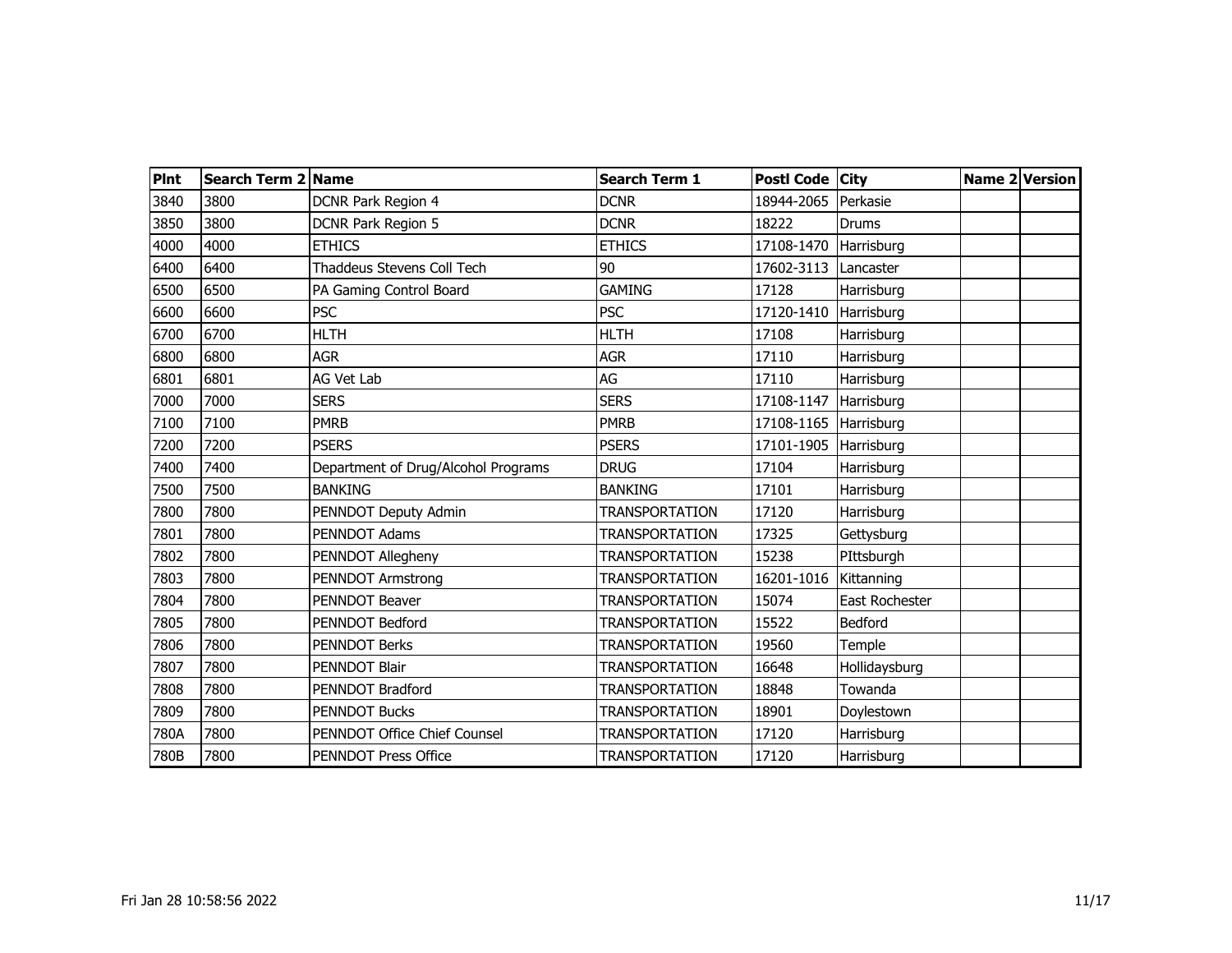| Plnt | Search Term 2 | Name | Search Term 1 | Postl Code | City | Name 2 | Version |
|---|---|---|---|---|---|---|---|
| 3840 | 3800 | DCNR Park Region 4 | DCNR | 18944-2065 | Perkasie | | |
| 3850 | 3800 | DCNR Park Region 5 | DCNR | 18222 | Drums | | |
| 4000 | 4000 | ETHICS | ETHICS | 17108-1470 | Harrisburg | | |
| 6400 | 6400 | Thaddeus Stevens Coll Tech | 90 | 17602-3113 | Lancaster | | |
| 6500 | 6500 | PA Gaming Control Board | GAMING | 17128 | Harrisburg | | |
| 6600 | 6600 | PSC | PSC | 17120-1410 | Harrisburg | | |
| 6700 | 6700 | HLTH | HLTH | 17108 | Harrisburg | | |
| 6800 | 6800 | AGR | AGR | 17110 | Harrisburg | | |
| 6801 | 6801 | AG Vet Lab | AG | 17110 | Harrisburg | | |
| 7000 | 7000 | SERS | SERS | 17108-1147 | Harrisburg | | |
| 7100 | 7100 | PMRB | PMRB | 17108-1165 | Harrisburg | | |
| 7200 | 7200 | PSERS | PSERS | 17101-1905 | Harrisburg | | |
| 7400 | 7400 | Department of Drug/Alcohol Programs | DRUG | 17104 | Harrisburg | | |
| 7500 | 7500 | BANKING | BANKING | 17101 | Harrisburg | | |
| 7800 | 7800 | PENNDOT Deputy Admin | TRANSPORTATION | 17120 | Harrisburg | | |
| 7801 | 7800 | PENNDOT Adams | TRANSPORTATION | 17325 | Gettysburg | | |
| 7802 | 7800 | PENNDOT Allegheny | TRANSPORTATION | 15238 | PIttsburgh | | |
| 7803 | 7800 | PENNDOT Armstrong | TRANSPORTATION | 16201-1016 | Kittanning | | |
| 7804 | 7800 | PENNDOT Beaver | TRANSPORTATION | 15074 | East Rochester | | |
| 7805 | 7800 | PENNDOT Bedford | TRANSPORTATION | 15522 | Bedford | | |
| 7806 | 7800 | PENNDOT Berks | TRANSPORTATION | 19560 | Temple | | |
| 7807 | 7800 | PENNDOT Blair | TRANSPORTATION | 16648 | Hollidaysburg | | |
| 7808 | 7800 | PENNDOT Bradford | TRANSPORTATION | 18848 | Towanda | | |
| 7809 | 7800 | PENNDOT Bucks | TRANSPORTATION | 18901 | Doylestown | | |
| 780A | 7800 | PENNDOT Office Chief Counsel | TRANSPORTATION | 17120 | Harrisburg | | |
| 780B | 7800 | PENNDOT Press Office | TRANSPORTATION | 17120 | Harrisburg | | |

Fri Jan 28 10:58:56 2022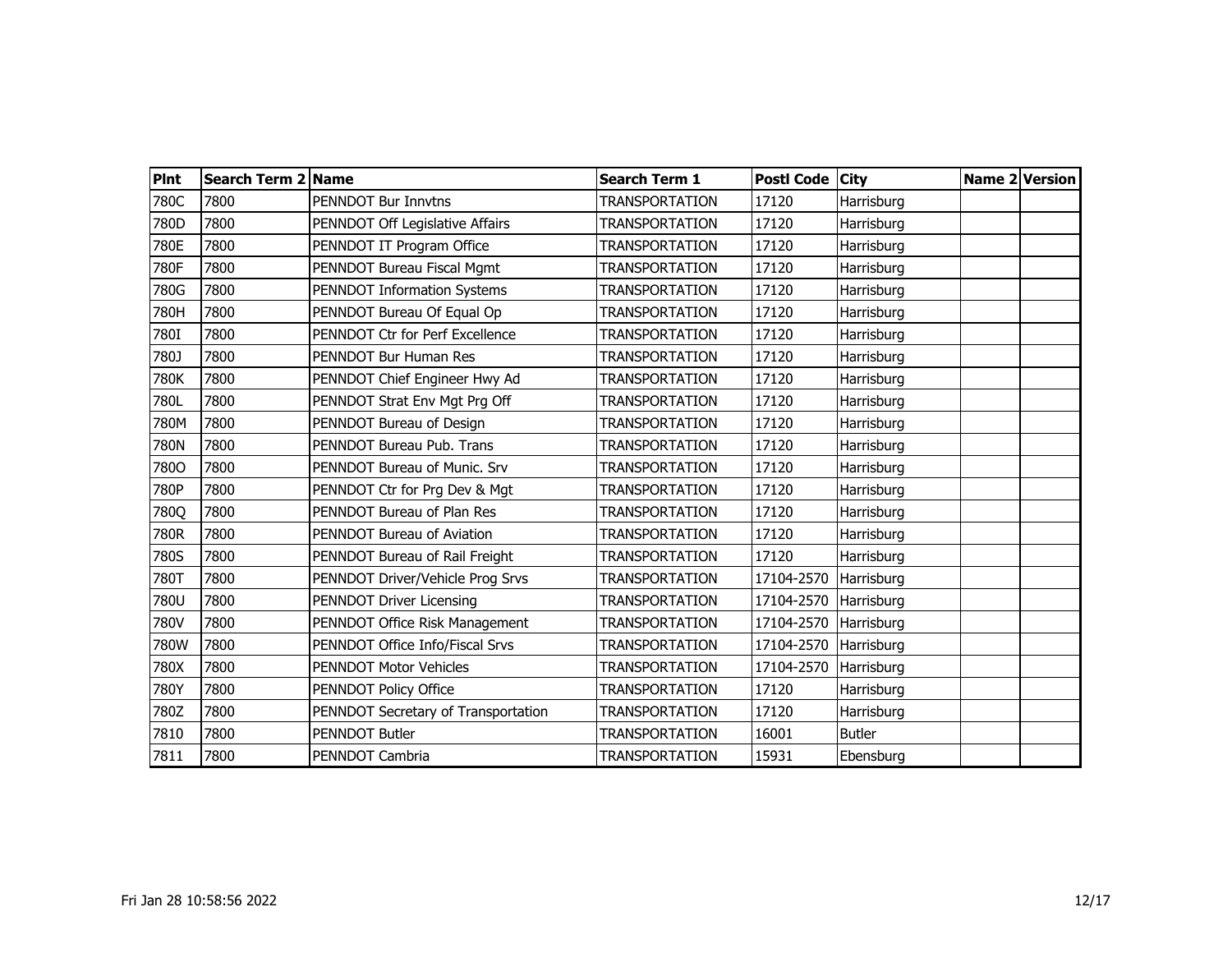| Plnt | Search Term 2 | Name | Search Term 1 | Postl Code | City | Name 2 | Version |
|---|---|---|---|---|---|---|---|
| 780C | 7800 | PENNDOT Bur Innvtns | TRANSPORTATION | 17120 | Harrisburg | | |
| 780D | 7800 | PENNDOT Off Legislative Affairs | TRANSPORTATION | 17120 | Harrisburg | | |
| 780E | 7800 | PENNDOT IT Program Office | TRANSPORTATION | 17120 | Harrisburg | | |
| 780F | 7800 | PENNDOT Bureau Fiscal Mgmt | TRANSPORTATION | 17120 | Harrisburg | | |
| 780G | 7800 | PENNDOT Information Systems | TRANSPORTATION | 17120 | Harrisburg | | |
| 780H | 7800 | PENNDOT Bureau Of Equal Op | TRANSPORTATION | 17120 | Harrisburg | | |
| 780I | 7800 | PENNDOT Ctr for Perf Excellence | TRANSPORTATION | 17120 | Harrisburg | | |
| 780J | 7800 | PENNDOT Bur Human Res | TRANSPORTATION | 17120 | Harrisburg | | |
| 780K | 7800 | PENNDOT Chief Engineer Hwy Ad | TRANSPORTATION | 17120 | Harrisburg | | |
| 780L | 7800 | PENNDOT Strat Env Mgt Prg Off | TRANSPORTATION | 17120 | Harrisburg | | |
| 780M | 7800 | PENNDOT Bureau of Design | TRANSPORTATION | 17120 | Harrisburg | | |
| 780N | 7800 | PENNDOT Bureau Pub. Trans | TRANSPORTATION | 17120 | Harrisburg | | |
| 780O | 7800 | PENNDOT Bureau of Munic. Srv | TRANSPORTATION | 17120 | Harrisburg | | |
| 780P | 7800 | PENNDOT Ctr for Prg Dev & Mgt | TRANSPORTATION | 17120 | Harrisburg | | |
| 780Q | 7800 | PENNDOT Bureau of Plan Res | TRANSPORTATION | 17120 | Harrisburg | | |
| 780R | 7800 | PENNDOT Bureau of Aviation | TRANSPORTATION | 17120 | Harrisburg | | |
| 780S | 7800 | PENNDOT Bureau of Rail Freight | TRANSPORTATION | 17120 | Harrisburg | | |
| 780T | 7800 | PENNDOT Driver/Vehicle Prog Srvs | TRANSPORTATION | 17104-2570 | Harrisburg | | |
| 780U | 7800 | PENNDOT Driver Licensing | TRANSPORTATION | 17104-2570 | Harrisburg | | |
| 780V | 7800 | PENNDOT Office Risk Management | TRANSPORTATION | 17104-2570 | Harrisburg | | |
| 780W | 7800 | PENNDOT Office Info/Fiscal Srvs | TRANSPORTATION | 17104-2570 | Harrisburg | | |
| 780X | 7800 | PENNDOT Motor Vehicles | TRANSPORTATION | 17104-2570 | Harrisburg | | |
| 780Y | 7800 | PENNDOT Policy Office | TRANSPORTATION | 17120 | Harrisburg | | |
| 780Z | 7800 | PENNDOT Secretary of Transportation | TRANSPORTATION | 17120 | Harrisburg | | |
| 7810 | 7800 | PENNDOT Butler | TRANSPORTATION | 16001 | Butler | | |
| 7811 | 7800 | PENNDOT Cambria | TRANSPORTATION | 15931 | Ebensburg | | |

Fri Jan 28 10:58:56 2022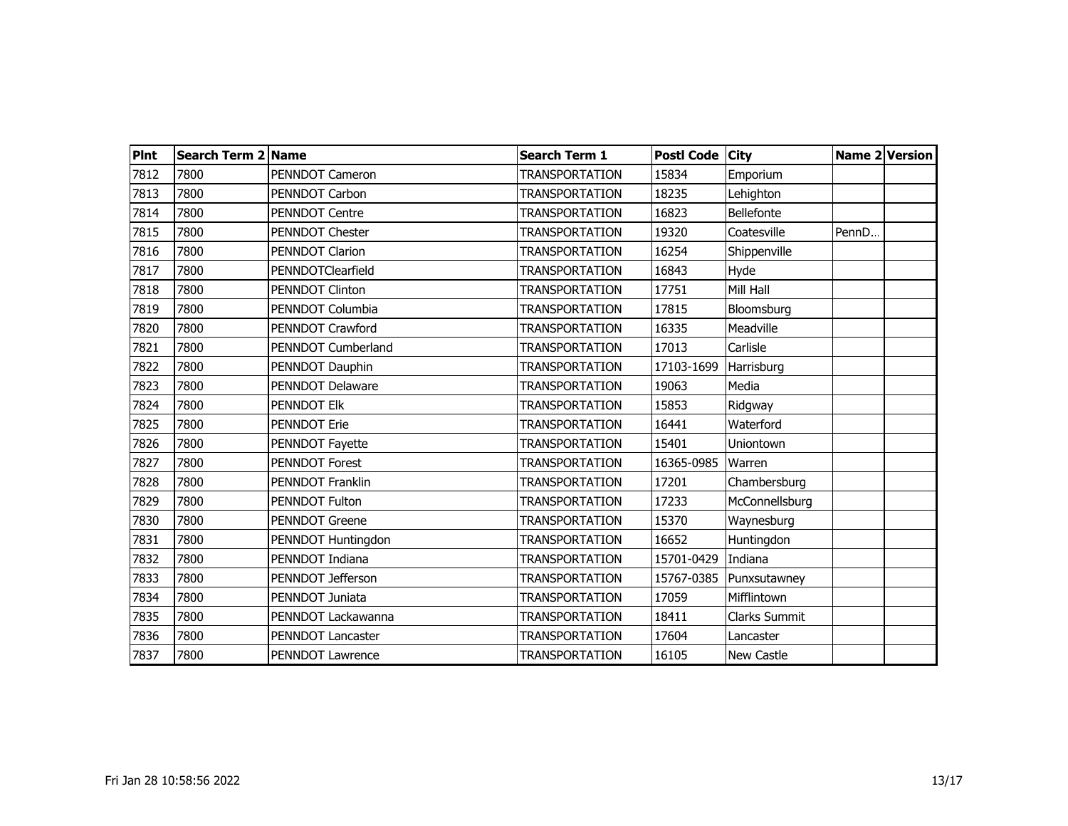| Plnt | Search Term 2 | Name | Search Term 1 | Postl Code | City | Name 2 | Version |
|---|---|---|---|---|---|---|---|
| 7812 | 7800 | PENNDOT Cameron | TRANSPORTATION | 15834 | Emporium | | |
| 7813 | 7800 | PENNDOT Carbon | TRANSPORTATION | 18235 | Lehighton | | |
| 7814 | 7800 | PENNDOT Centre | TRANSPORTATION | 16823 | Bellefonte | | |
| 7815 | 7800 | PENNDOT Chester | TRANSPORTATION | 19320 | Coatesville | PennD... | |
| 7816 | 7800 | PENNDOT Clarion | TRANSPORTATION | 16254 | Shippenville | | |
| 7817 | 7800 | PENNDOTClearfield | TRANSPORTATION | 16843 | Hyde | | |
| 7818 | 7800 | PENNDOT Clinton | TRANSPORTATION | 17751 | Mill Hall | | |
| 7819 | 7800 | PENNDOT Columbia | TRANSPORTATION | 17815 | Bloomsburg | | |
| 7820 | 7800 | PENNDOT Crawford | TRANSPORTATION | 16335 | Meadville | | |
| 7821 | 7800 | PENNDOT Cumberland | TRANSPORTATION | 17013 | Carlisle | | |
| 7822 | 7800 | PENNDOT Dauphin | TRANSPORTATION | 17103-1699 | Harrisburg | | |
| 7823 | 7800 | PENNDOT Delaware | TRANSPORTATION | 19063 | Media | | |
| 7824 | 7800 | PENNDOT Elk | TRANSPORTATION | 15853 | Ridgway | | |
| 7825 | 7800 | PENNDOT Erie | TRANSPORTATION | 16441 | Waterford | | |
| 7826 | 7800 | PENNDOT Fayette | TRANSPORTATION | 15401 | Uniontown | | |
| 7827 | 7800 | PENNDOT Forest | TRANSPORTATION | 16365-0985 | Warren | | |
| 7828 | 7800 | PENNDOT Franklin | TRANSPORTATION | 17201 | Chambersburg | | |
| 7829 | 7800 | PENNDOT Fulton | TRANSPORTATION | 17233 | McConnellsburg | | |
| 7830 | 7800 | PENNDOT Greene | TRANSPORTATION | 15370 | Waynesburg | | |
| 7831 | 7800 | PENNDOT Huntingdon | TRANSPORTATION | 16652 | Huntingdon | | |
| 7832 | 7800 | PENNDOT Indiana | TRANSPORTATION | 15701-0429 | Indiana | | |
| 7833 | 7800 | PENNDOT Jefferson | TRANSPORTATION | 15767-0385 | Punxsutawney | | |
| 7834 | 7800 | PENNDOT Juniata | TRANSPORTATION | 17059 | Mifflintown | | |
| 7835 | 7800 | PENNDOT Lackawanna | TRANSPORTATION | 18411 | Clarks Summit | | |
| 7836 | 7800 | PENNDOT Lancaster | TRANSPORTATION | 17604 | Lancaster | | |
| 7837 | 7800 | PENNDOT Lawrence | TRANSPORTATION | 16105 | New Castle | | |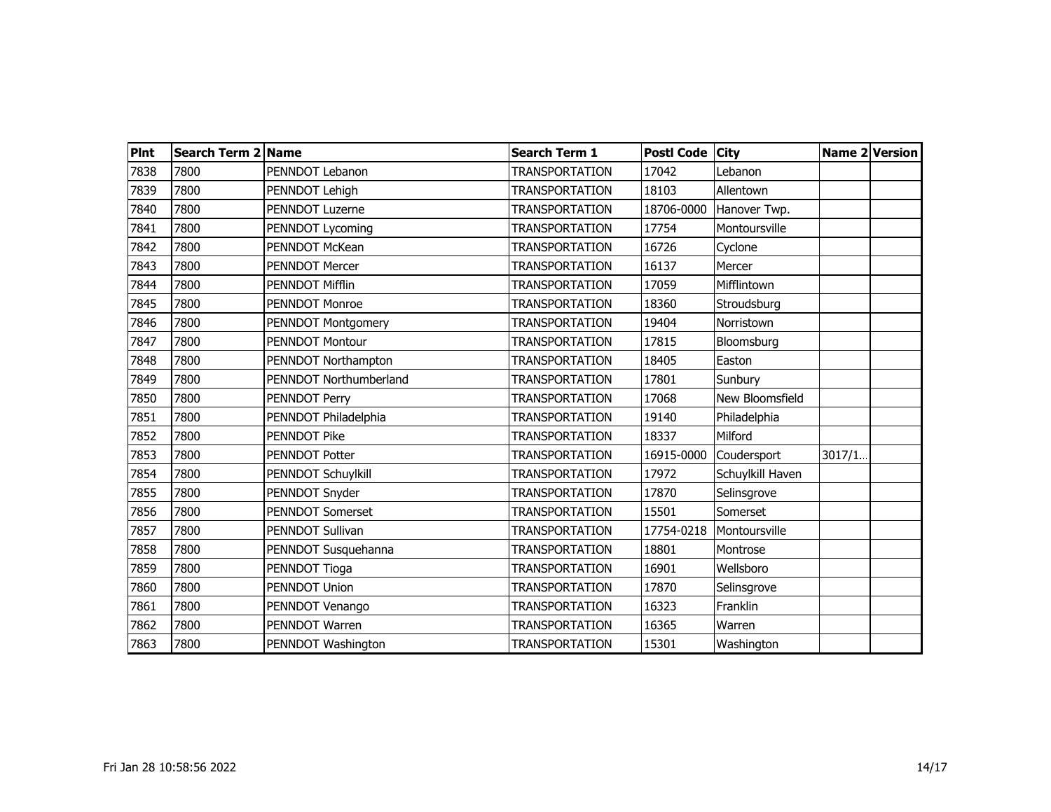| Plnt | Search Term 2 | Name | Search Term 1 | Postl Code | City | Name 2 | Version |
|---|---|---|---|---|---|---|---|
| 7838 | 7800 | PENNDOT Lebanon | TRANSPORTATION | 17042 | Lebanon | | |
| 7839 | 7800 | PENNDOT Lehigh | TRANSPORTATION | 18103 | Allentown | | |
| 7840 | 7800 | PENNDOT Luzerne | TRANSPORTATION | 18706-0000 | Hanover Twp. | | |
| 7841 | 7800 | PENNDOT Lycoming | TRANSPORTATION | 17754 | Montoursville | | |
| 7842 | 7800 | PENNDOT McKean | TRANSPORTATION | 16726 | Cyclone | | |
| 7843 | 7800 | PENNDOT Mercer | TRANSPORTATION | 16137 | Mercer | | |
| 7844 | 7800 | PENNDOT Mifflin | TRANSPORTATION | 17059 | Mifflintown | | |
| 7845 | 7800 | PENNDOT Monroe | TRANSPORTATION | 18360 | Stroudsburg | | |
| 7846 | 7800 | PENNDOT Montgomery | TRANSPORTATION | 19404 | Norristown | | |
| 7847 | 7800 | PENNDOT Montour | TRANSPORTATION | 17815 | Bloomsburg | | |
| 7848 | 7800 | PENNDOT Northampton | TRANSPORTATION | 18405 | Easton | | |
| 7849 | 7800 | PENNDOT Northumberland | TRANSPORTATION | 17801 | Sunbury | | |
| 7850 | 7800 | PENNDOT Perry | TRANSPORTATION | 17068 | New Bloomsfield | | |
| 7851 | 7800 | PENNDOT Philadelphia | TRANSPORTATION | 19140 | Philadelphia | | |
| 7852 | 7800 | PENNDOT Pike | TRANSPORTATION | 18337 | Milford | | |
| 7853 | 7800 | PENNDOT Potter | TRANSPORTATION | 16915-0000 | Coudersport | 3017/1… | |
| 7854 | 7800 | PENNDOT Schuylkill | TRANSPORTATION | 17972 | Schuylkill Haven | | |
| 7855 | 7800 | PENNDOT Snyder | TRANSPORTATION | 17870 | Selinsgrove | | |
| 7856 | 7800 | PENNDOT Somerset | TRANSPORTATION | 15501 | Somerset | | |
| 7857 | 7800 | PENNDOT Sullivan | TRANSPORTATION | 17754-0218 | Montoursville | | |
| 7858 | 7800 | PENNDOT Susquehanna | TRANSPORTATION | 18801 | Montrose | | |
| 7859 | 7800 | PENNDOT Tioga | TRANSPORTATION | 16901 | Wellsboro | | |
| 7860 | 7800 | PENNDOT Union | TRANSPORTATION | 17870 | Selinsgrove | | |
| 7861 | 7800 | PENNDOT Venango | TRANSPORTATION | 16323 | Franklin | | |
| 7862 | 7800 | PENNDOT Warren | TRANSPORTATION | 16365 | Warren | | |
| 7863 | 7800 | PENNDOT Washington | TRANSPORTATION | 15301 | Washington | | |

Fri Jan 28 10:58:56 2022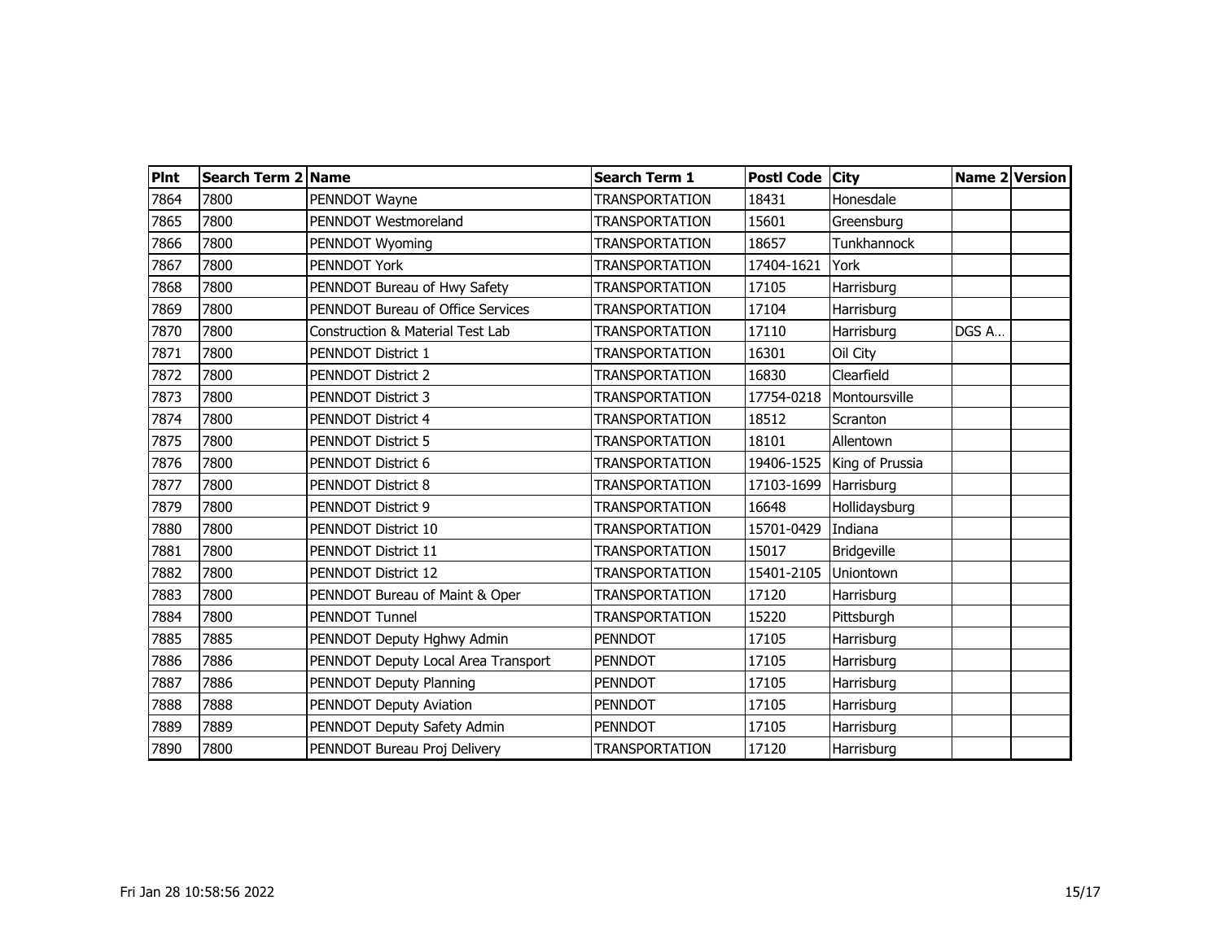| Plnt | Search Term 2 | Name | Search Term 1 | Postl Code | City | Name 2 | Version |
|---|---|---|---|---|---|---|---|
| 7864 | 7800 | PENNDOT Wayne | TRANSPORTATION | 18431 | Honesdale | | |
| 7865 | 7800 | PENNDOT Westmoreland | TRANSPORTATION | 15601 | Greensburg | | |
| 7866 | 7800 | PENNDOT Wyoming | TRANSPORTATION | 18657 | Tunkhannock | | |
| 7867 | 7800 | PENNDOT York | TRANSPORTATION | 17404-1621 | York | | |
| 7868 | 7800 | PENNDOT Bureau of Hwy Safety | TRANSPORTATION | 17105 | Harrisburg | | |
| 7869 | 7800 | PENNDOT Bureau of Office Services | TRANSPORTATION | 17104 | Harrisburg | | |
| 7870 | 7800 | Construction & Material Test Lab | TRANSPORTATION | 17110 | Harrisburg | DGS A... | |
| 7871 | 7800 | PENNDOT District 1 | TRANSPORTATION | 16301 | Oil City | | |
| 7872 | 7800 | PENNDOT District 2 | TRANSPORTATION | 16830 | Clearfield | | |
| 7873 | 7800 | PENNDOT District 3 | TRANSPORTATION | 17754-0218 | Montoursville | | |
| 7874 | 7800 | PENNDOT District 4 | TRANSPORTATION | 18512 | Scranton | | |
| 7875 | 7800 | PENNDOT District 5 | TRANSPORTATION | 18101 | Allentown | | |
| 7876 | 7800 | PENNDOT District 6 | TRANSPORTATION | 19406-1525 | King of Prussia | | |
| 7877 | 7800 | PENNDOT District 8 | TRANSPORTATION | 17103-1699 | Harrisburg | | |
| 7879 | 7800 | PENNDOT District 9 | TRANSPORTATION | 16648 | Hollidaysburg | | |
| 7880 | 7800 | PENNDOT District 10 | TRANSPORTATION | 15701-0429 | Indiana | | |
| 7881 | 7800 | PENNDOT District 11 | TRANSPORTATION | 15017 | Bridgeville | | |
| 7882 | 7800 | PENNDOT District 12 | TRANSPORTATION | 15401-2105 | Uniontown | | |
| 7883 | 7800 | PENNDOT Bureau of Maint & Oper | TRANSPORTATION | 17120 | Harrisburg | | |
| 7884 | 7800 | PENNDOT Tunnel | TRANSPORTATION | 15220 | Pittsburgh | | |
| 7885 | 7885 | PENNDOT Deputy Hghwy Admin | PENNDOT | 17105 | Harrisburg | | |
| 7886 | 7886 | PENNDOT Deputy Local Area Transport | PENNDOT | 17105 | Harrisburg | | |
| 7887 | 7886 | PENNDOT Deputy Planning | PENNDOT | 17105 | Harrisburg | | |
| 7888 | 7888 | PENNDOT Deputy Aviation | PENNDOT | 17105 | Harrisburg | | |
| 7889 | 7889 | PENNDOT Deputy Safety Admin | PENNDOT | 17105 | Harrisburg | | |
| 7890 | 7800 | PENNDOT Bureau Proj Delivery | TRANSPORTATION | 17120 | Harrisburg | | |

Fri Jan 28 10:58:56 2022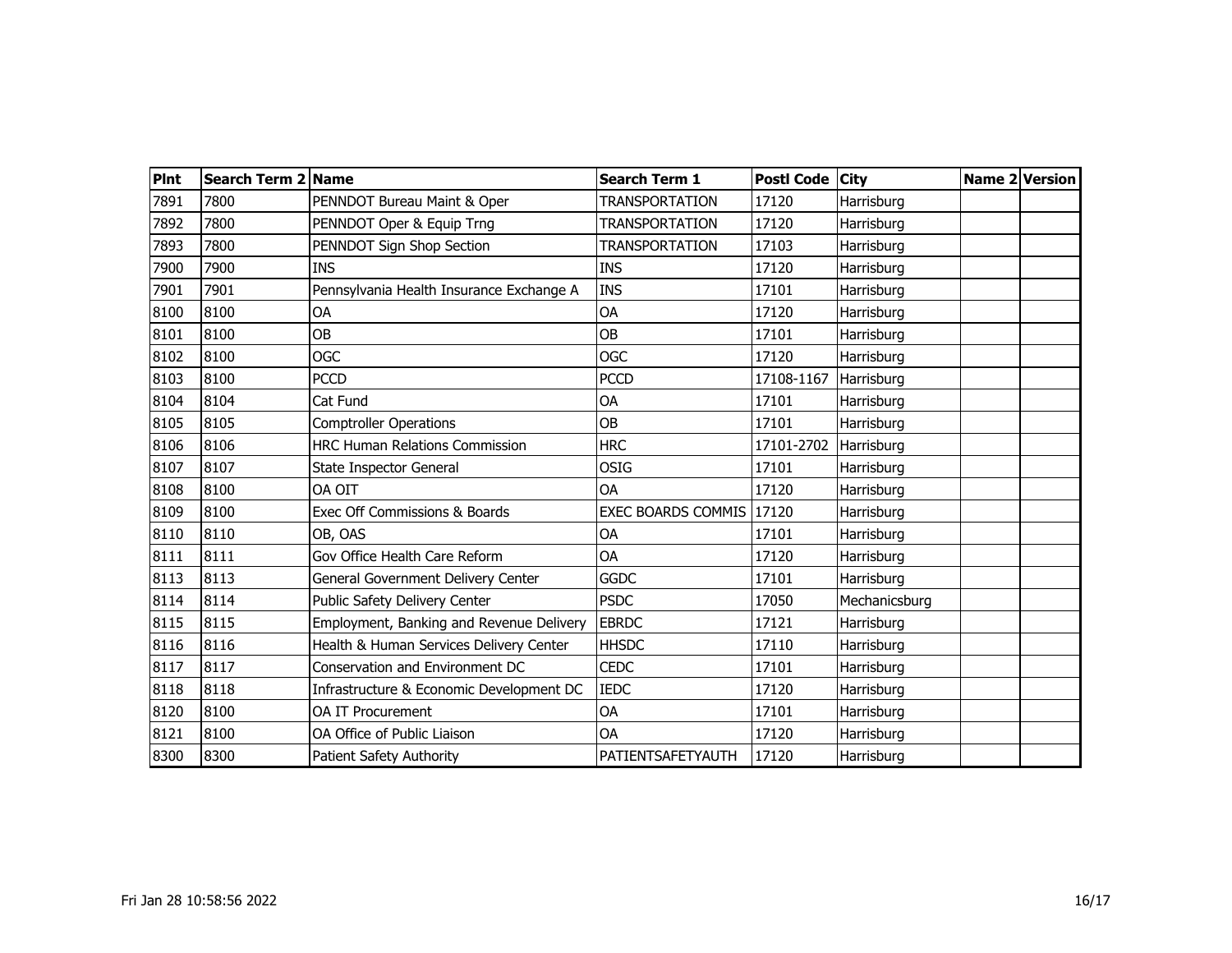| Plnt | Search Term 2 | Name | Search Term 1 | Postl Code | City | Name 2 | Version |
| --- | --- | --- | --- | --- | --- | --- | --- |
| 7891 | 7800 | PENNDOT Bureau Maint & Oper | TRANSPORTATION | 17120 | Harrisburg | | |
| 7892 | 7800 | PENNDOT Oper & Equip Trng | TRANSPORTATION | 17120 | Harrisburg | | |
| 7893 | 7800 | PENNDOT Sign Shop Section | TRANSPORTATION | 17103 | Harrisburg | | |
| 7900 | 7900 | INS | INS | 17120 | Harrisburg | | |
| 7901 | 7901 | Pennsylvania Health Insurance Exchange A | INS | 17101 | Harrisburg | | |
| 8100 | 8100 | OA | OA | 17120 | Harrisburg | | |
| 8101 | 8100 | OB | OB | 17101 | Harrisburg | | |
| 8102 | 8100 | OGC | OGC | 17120 | Harrisburg | | |
| 8103 | 8100 | PCCD | PCCD | 17108-1167 | Harrisburg | | |
| 8104 | 8104 | Cat Fund | OA | 17101 | Harrisburg | | |
| 8105 | 8105 | Comptroller Operations | OB | 17101 | Harrisburg | | |
| 8106 | 8106 | HRC Human Relations Commission | HRC | 17101-2702 | Harrisburg | | |
| 8107 | 8107 | State Inspector General | OSIG | 17101 | Harrisburg | | |
| 8108 | 8100 | OA OIT | OA | 17120 | Harrisburg | | |
| 8109 | 8100 | Exec Off Commissions & Boards | EXEC BOARDS COMMIS | 17120 | Harrisburg | | |
| 8110 | 8110 | OB, OAS | OA | 17101 | Harrisburg | | |
| 8111 | 8111 | Gov Office Health Care Reform | OA | 17120 | Harrisburg | | |
| 8113 | 8113 | General Government Delivery Center | GGDC | 17101 | Harrisburg | | |
| 8114 | 8114 | Public Safety Delivery Center | PSDC | 17050 | Mechanicsburg | | |
| 8115 | 8115 | Employment, Banking and Revenue Delivery | EBRDC | 17121 | Harrisburg | | |
| 8116 | 8116 | Health & Human Services Delivery Center | HHSDC | 17110 | Harrisburg | | |
| 8117 | 8117 | Conservation and Environment DC | CEDC | 17101 | Harrisburg | | |
| 8118 | 8118 | Infrastructure & Economic Development DC | IEDC | 17120 | Harrisburg | | |
| 8120 | 8100 | OA IT Procurement | OA | 17101 | Harrisburg | | |
| 8121 | 8100 | OA Office of Public Liaison | OA | 17120 | Harrisburg | | |
| 8300 | 8300 | Patient Safety Authority | PATIENTSAFETYAUTH | 17120 | Harrisburg | | |

Fri Jan 28 10:58:56 2022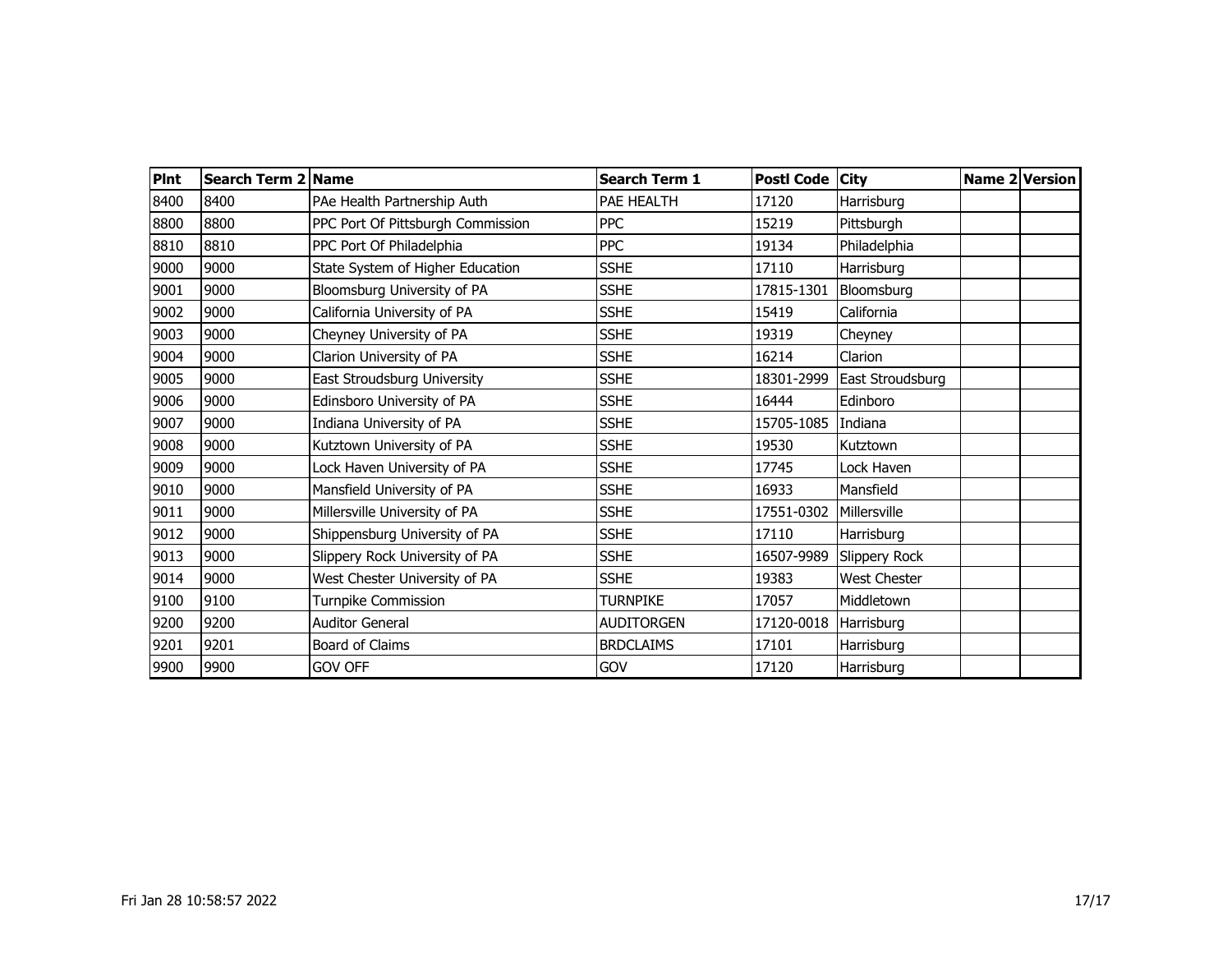| Plnt | Search Term 2 | Name | Search Term 1 | Postl Code | City | Name 2 | Version |
|---|---|---|---|---|---|---|---|
| 8400 | 8400 | PAe Health Partnership Auth | PAE HEALTH | 17120 | Harrisburg | | |
| 8800 | 8800 | PPC Port Of Pittsburgh Commission | PPC | 15219 | Pittsburgh | | |
| 8810 | 8810 | PPC Port Of Philadelphia | PPC | 19134 | Philadelphia | | |
| 9000 | 9000 | State System of Higher Education | SSHE | 17110 | Harrisburg | | |
| 9001 | 9000 | Bloomsburg University of PA | SSHE | 17815-1301 | Bloomsburg | | |
| 9002 | 9000 | California University of PA | SSHE | 15419 | California | | |
| 9003 | 9000 | Cheyney University of PA | SSHE | 19319 | Cheyney | | |
| 9004 | 9000 | Clarion University of PA | SSHE | 16214 | Clarion | | |
| 9005 | 9000 | East Stroudsburg University | SSHE | 18301-2999 | East Stroudsburg | | |
| 9006 | 9000 | Edinsboro University of PA | SSHE | 16444 | Edinboro | | |
| 9007 | 9000 | Indiana University of PA | SSHE | 15705-1085 | Indiana | | |
| 9008 | 9000 | Kutztown University of PA | SSHE | 19530 | Kutztown | | |
| 9009 | 9000 | Lock Haven University of PA | SSHE | 17745 | Lock Haven | | |
| 9010 | 9000 | Mansfield University of PA | SSHE | 16933 | Mansfield | | |
| 9011 | 9000 | Millersville University of PA | SSHE | 17551-0302 | Millersville | | |
| 9012 | 9000 | Shippensburg University of PA | SSHE | 17110 | Harrisburg | | |
| 9013 | 9000 | Slippery Rock University of PA | SSHE | 16507-9989 | Slippery Rock | | |
| 9014 | 9000 | West Chester University of PA | SSHE | 19383 | West Chester | | |
| 9100 | 9100 | Turnpike Commission | TURNPIKE | 17057 | Middletown | | |
| 9200 | 9200 | Auditor General | AUDITORGEN | 17120-0018 | Harrisburg | | |
| 9201 | 9201 | Board of Claims | BRDCLAIMS | 17101 | Harrisburg | | |
| 9900 | 9900 | GOV OFF | GOV | 17120 | Harrisburg | | |

Fri Jan 28 10:58:57 2022